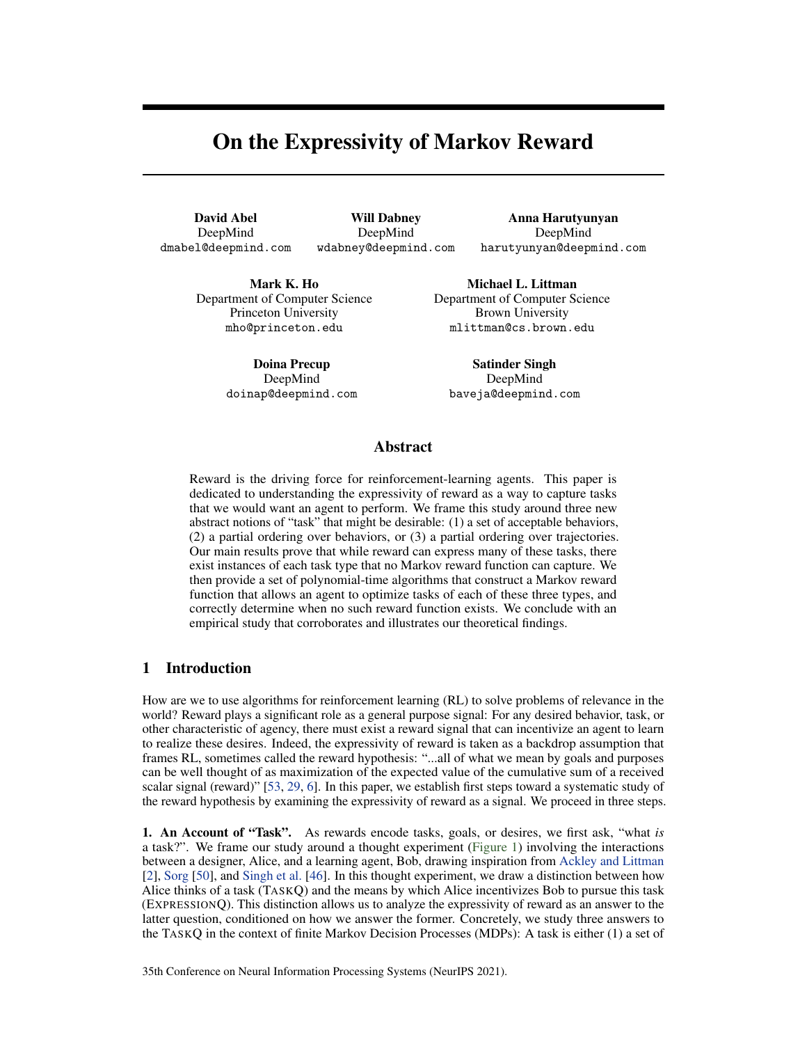# On the Expressivity of Markov Reward

**David Abel**
DeepMind
dmabel@deepmind.com

**Will Dabney**
DeepMind
wdabney@deepmind.com

**Anna Harutyunyan**
DeepMind
harutyunyan@deepmind.com

**Mark K. Ho**
Department of Computer Science
Princeton University
mho@princeton.edu

**Michael L. Littman**
Department of Computer Science
Brown University
mlittman@cs.brown.edu

**Doina Precup**
DeepMind
doinap@deepmind.com

**Satinder Singh**
DeepMind
baveja@deepmind.com

## Abstract

Reward is the driving force for reinforcement-learning agents. This paper is dedicated to understanding the expressivity of reward as a way to capture tasks that we would want an agent to perform. We frame this study around three new abstract notions of "task" that might be desirable: (1) a set of acceptable behaviors, (2) a partial ordering over behaviors, or (3) a partial ordering over trajectories. Our main results prove that while reward can express many of these tasks, there exist instances of each task type that no Markov reward function can capture. We then provide a set of polynomial-time algorithms that construct a Markov reward function that allows an agent to optimize tasks of each of these three types, and correctly determine when no such reward function exists. We conclude with an empirical study that corroborates and illustrates our theoretical findings.

## 1 Introduction

How are we to use algorithms for reinforcement learning (RL) to solve problems of relevance in the world? Reward plays a significant role as a general purpose signal: For any desired behavior, task, or other characteristic of agency, there must exist a reward signal that can incentivize an agent to learn to realize these desires. Indeed, the expressivity of reward is taken as a backdrop assumption that frames RL, sometimes called the reward hypothesis: "...all of what we mean by goals and purposes can be well thought of as maximization of the expected value of the cumulative sum of a received scalar signal (reward)" [53, 29, 6]. In this paper, we establish first steps toward a systematic study of the reward hypothesis by examining the expressivity of reward as a signal. We proceed in three steps.

**1. An Account of "Task".** As rewards encode tasks, goals, or desires, we first ask, "what *is* a task?". We frame our study around a thought experiment (Figure 1) involving the interactions between a designer, Alice, and a learning agent, Bob, drawing inspiration from Ackley and Littman [2], Sorg [50], and Singh et al. [46]. In this thought experiment, we draw a distinction between how Alice thinks of a task (TaskQ) and the means by which Alice incentivizes Bob to pursue this task (ExpressionQ). This distinction allows us to analyze the expressivity of reward as an answer to the latter question, conditioned on how we answer the former. Concretely, we study three answers to the TaskQ in the context of finite Markov Decision Processes (MDPs): A task is either (1) a set of

35th Conference on Neural Information Processing Systems (NeurIPS 2021).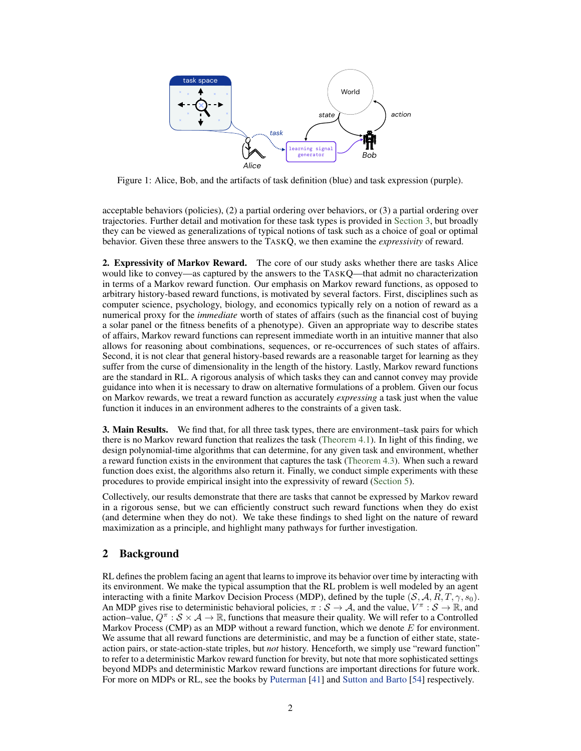Figure 1: Alice, Bob, and the artifacts of task definition (blue) and task expression (purple).

acceptable behaviors (policies), (2) a partial ordering over behaviors, or (3) a partial ordering over trajectories. Further detail and motivation for these task types is provided in Section 3, but broadly they can be viewed as generalizations of typical notions of task such as a choice of goal or optimal behavior. Given these three answers to the TASKQ, we then examine the *expressivity* of reward.

**2. Expressivity of Markov Reward.** The core of our study asks whether there are tasks Alice would like to convey—as captured by the answers to the TASKQ—that admit no characterization in terms of a Markov reward function. Our emphasis on Markov reward functions, as opposed to arbitrary history-based reward functions, is motivated by several factors. First, disciplines such as computer science, psychology, biology, and economics typically rely on a notion of reward as a numerical proxy for the *immediate* worth of states of affairs (such as the financial cost of buying a solar panel or the fitness benefits of a phenotype). Given an appropriate way to describe states of affairs, Markov reward functions can represent immediate worth in an intuitive manner that also allows for reasoning about combinations, sequences, or re-occurrences of such states of affairs. Second, it is not clear that general history-based rewards are a reasonable target for learning as they suffer from the curse of dimensionality in the length of the history. Lastly, Markov reward functions are the standard in RL. A rigorous analysis of which tasks they can and cannot convey may provide guidance into when it is necessary to draw on alternative formulations of a problem. Given our focus on Markov rewards, we treat a reward function as accurately *expressing* a task just when the value function it induces in an environment adheres to the constraints of a given task.

**3. Main Results.** We find that, for all three task types, there are environment–task pairs for which there is no Markov reward function that realizes the task (Theorem 4.1). In light of this finding, we design polynomial-time algorithms that can determine, for any given task and environment, whether a reward function exists in the environment that captures the task (Theorem 4.3). When such a reward function does exist, the algorithms also return it. Finally, we conduct simple experiments with these procedures to provide empirical insight into the expressivity of reward (Section 5).

Collectively, our results demonstrate that there are tasks that cannot be expressed by Markov reward in a rigorous sense, but we can efficiently construct such reward functions when they do exist (and determine when they do not). We take these findings to shed light on the nature of reward maximization as a principle, and highlight many pathways for further investigation.

## 2 Background

RL defines the problem facing an agent that learns to improve its behavior over time by interacting with its environment. We make the typical assumption that the RL problem is well modeled by an agent interacting with a finite Markov Decision Process (MDP), defined by the tuple $(\mathcal{S}, \mathcal{A}, R, T, \gamma, s_0)$. An MDP gives rise to deterministic behavioral policies, $\pi : \mathcal{S} \rightarrow \mathcal{A}$, and the value, $V^\pi : \mathcal{S} \rightarrow \mathbb{R}$, and action–value, $Q^\pi : \mathcal{S} \times \mathcal{A} \rightarrow \mathbb{R}$, functions that measure their quality. We will refer to a Controlled Markov Process (CMP) as an MDP without a reward function, which we denote $E$ for environment. We assume that all reward functions are deterministic, and may be a function of either state, state-action pairs, or state-action-state triples, but *not* history. Henceforth, we simply use "reward function" to refer to a deterministic Markov reward function for brevity, but note that more sophisticated settings beyond MDPs and deterministic Markov reward functions are important directions for future work. For more on MDPs or RL, see the books by Puterman [41] and Sutton and Barto [54] respectively.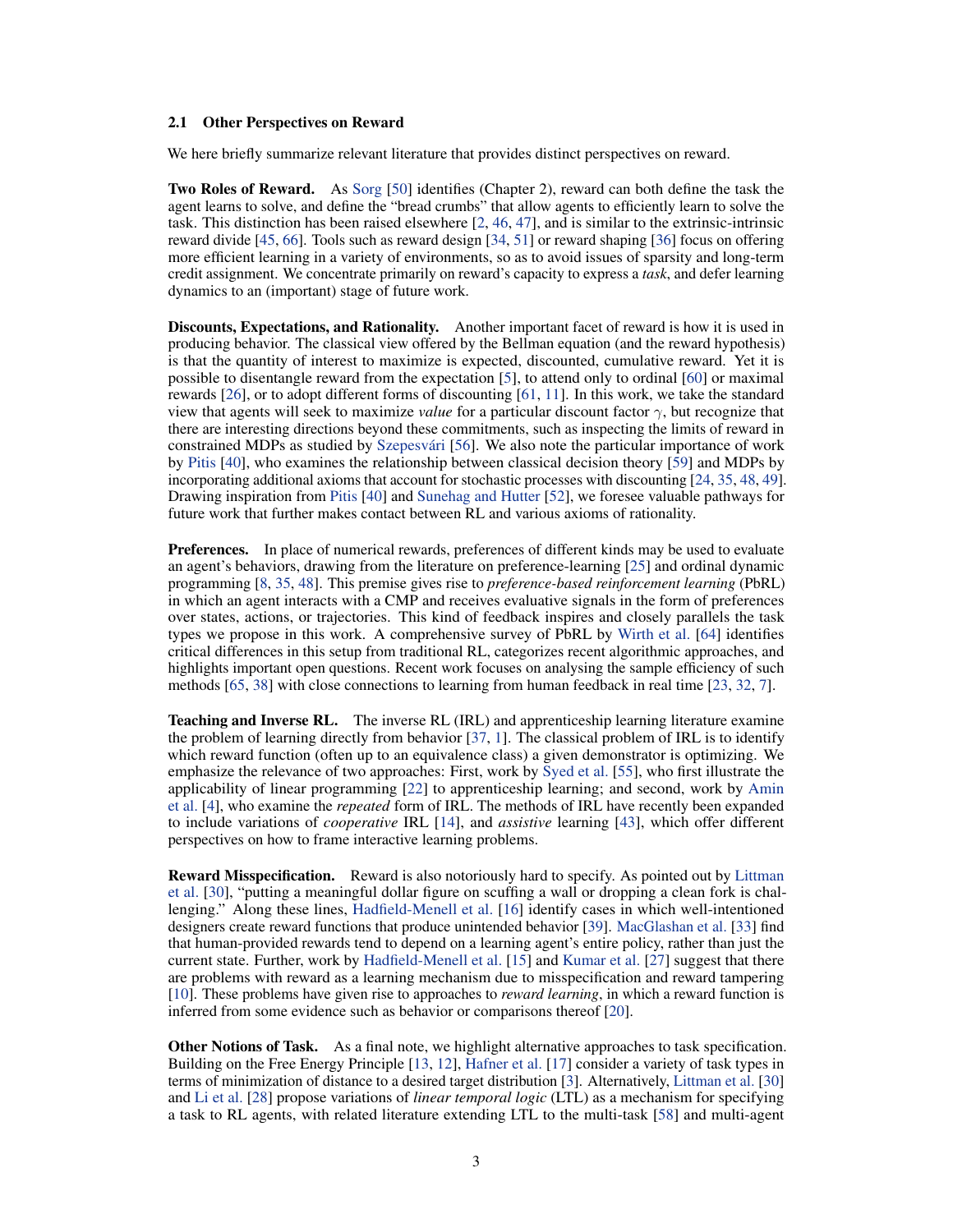### 2.1 Other Perspectives on Reward

We here briefly summarize relevant literature that provides distinct perspectives on reward.

**Two Roles of Reward.** As Sorg [50] identifies (Chapter 2), reward can both define the task the agent learns to solve, and define the "bread crumbs" that allow agents to efficiently learn to solve the task. This distinction has been raised elsewhere [2, 46, 47], and is similar to the extrinsic-intrinsic reward divide [45, 66]. Tools such as reward design [34, 51] or reward shaping [36] focus on offering more efficient learning in a variety of environments, so as to avoid issues of sparsity and long-term credit assignment. We concentrate primarily on reward's capacity to express a *task*, and defer learning dynamics to an (important) stage of future work.

**Discounts, Expectations, and Rationality.** Another important facet of reward is how it is used in producing behavior. The classical view offered by the Bellman equation (and the reward hypothesis) is that the quantity of interest to maximize is expected, discounted, cumulative reward. Yet it is possible to disentangle reward from the expectation [5], to attend only to ordinal [60] or maximal rewards [26], or to adopt different forms of discounting [61, 11]. In this work, we take the standard view that agents will seek to maximize *value* for a particular discount factor $\gamma$, but recognize that there are interesting directions beyond these commitments, such as inspecting the limits of reward in constrained MDPs as studied by Szepesvári [56]. We also note the particular importance of work by Pitis [40], who examines the relationship between classical decision theory [59] and MDPs by incorporating additional axioms that account for stochastic processes with discounting [24, 35, 48, 49]. Drawing inspiration from Pitis [40] and Sunehag and Hutter [52], we foresee valuable pathways for future work that further makes contact between RL and various axioms of rationality.

**Preferences.** In place of numerical rewards, preferences of different kinds may be used to evaluate an agent's behaviors, drawing from the literature on preference-learning [25] and ordinal dynamic programming [8, 35, 48]. This premise gives rise to *preference-based reinforcement learning* (PbRL) in which an agent interacts with a CMP and receives evaluative signals in the form of preferences over states, actions, or trajectories. This kind of feedback inspires and closely parallels the task types we propose in this work. A comprehensive survey of PbRL by Wirth et al. [64] identifies critical differences in this setup from traditional RL, categorizes recent algorithmic approaches, and highlights important open questions. Recent work focuses on analysing the sample efficiency of such methods [65, 38] with close connections to learning from human feedback in real time [23, 32, 7].

**Teaching and Inverse RL.** The inverse RL (IRL) and apprenticeship learning literature examine the problem of learning directly from behavior [37, 1]. The classical problem of IRL is to identify which reward function (often up to an equivalence class) a given demonstrator is optimizing. We emphasize the relevance of two approaches: First, work by Syed et al. [55], who first illustrate the applicability of linear programming [22] to apprenticeship learning; and second, work by Amin et al. [4], who examine the *repeated* form of IRL. The methods of IRL have recently been expanded to include variations of *cooperative* IRL [14], and *assistive* learning [43], which offer different perspectives on how to frame interactive learning problems.

**Reward Misspecification.** Reward is also notoriously hard to specify. As pointed out by Littman et al. [30], "putting a meaningful dollar figure on scuffing a wall or dropping a clean fork is challenging." Along these lines, Hadfield-Menell et al. [16] identify cases in which well-intentioned designers create reward functions that produce unintended behavior [39]. MacGlashan et al. [33] find that human-provided rewards tend to depend on a learning agent's entire policy, rather than just the current state. Further, work by Hadfield-Menell et al. [15] and Kumar et al. [27] suggest that there are problems with reward as a learning mechanism due to misspecification and reward tampering [10]. These problems have given rise to approaches to *reward learning*, in which a reward function is inferred from some evidence such as behavior or comparisons thereof [20].

**Other Notions of Task.** As a final note, we highlight alternative approaches to task specification. Building on the Free Energy Principle [13, 12], Hafner et al. [17] consider a variety of task types in terms of minimization of distance to a desired target distribution [3]. Alternatively, Littman et al. [30] and Li et al. [28] propose variations of *linear temporal logic* (LTL) as a mechanism for specifying a task to RL agents, with related literature extending LTL to the multi-task [58] and multi-agent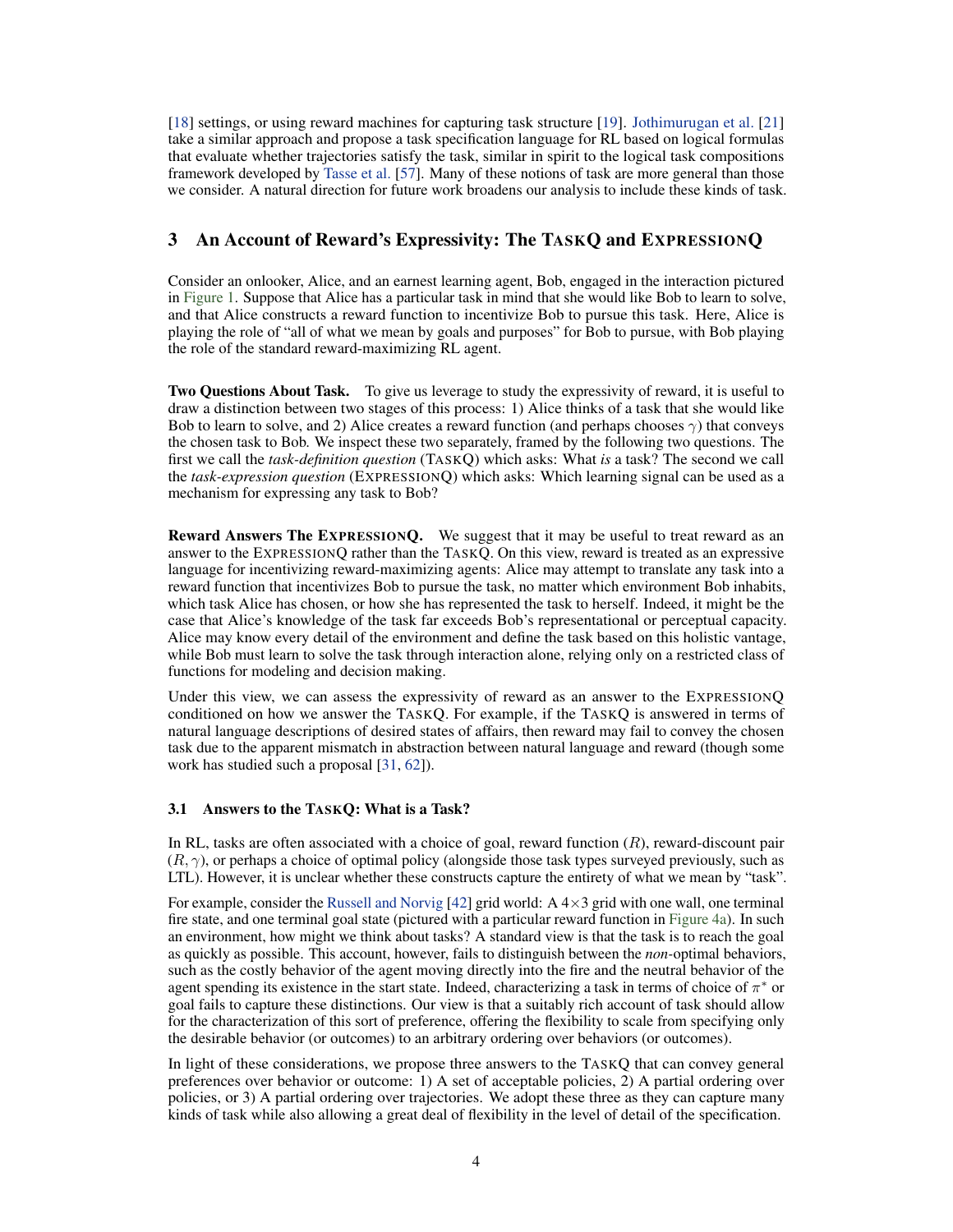[18] settings, or using reward machines for capturing task structure [19]. Jothimurugan et al. [21] take a similar approach and propose a task specification language for RL based on logical formulas that evaluate whether trajectories satisfy the task, similar in spirit to the logical task compositions framework developed by Tasse et al. [57]. Many of these notions of task are more general than those we consider. A natural direction for future work broadens our analysis to include these kinds of task.

## 3 An Account of Reward's Expressivity: The TaskQ and ExpressionQ

Consider an onlooker, Alice, and an earnest learning agent, Bob, engaged in the interaction pictured in Figure 1. Suppose that Alice has a particular task in mind that she would like Bob to learn to solve, and that Alice constructs a reward function to incentivize Bob to pursue this task. Here, Alice is playing the role of "all of what we mean by goals and purposes" for Bob to pursue, with Bob playing the role of the standard reward-maximizing RL agent.

**Two Questions About Task.** To give us leverage to study the expressivity of reward, it is useful to draw a distinction between two stages of this process: 1) Alice thinks of a task that she would like Bob to learn to solve, and 2) Alice creates a reward function (and perhaps chooses $\gamma$) that conveys the chosen task to Bob. We inspect these two separately, framed by the following two questions. The first we call the *task-definition question* (TaskQ) which asks: What *is* a task? The second we call the *task-expression question* (ExpressionQ) which asks: Which learning signal can be used as a mechanism for expressing any task to Bob?

**Reward Answers The ExpressionQ.** We suggest that it may be useful to treat reward as an answer to the ExpressionQ rather than the TaskQ. On this view, reward is treated as an expressive language for incentivizing reward-maximizing agents: Alice may attempt to translate any task into a reward function that incentivizes Bob to pursue the task, no matter which environment Bob inhabits, which task Alice has chosen, or how she has represented the task to herself. Indeed, it might be the case that Alice's knowledge of the task far exceeds Bob's representational or perceptual capacity. Alice may know every detail of the environment and define the task based on this holistic vantage, while Bob must learn to solve the task through interaction alone, relying only on a restricted class of functions for modeling and decision making.

Under this view, we can assess the expressivity of reward as an answer to the ExpressionQ conditioned on how we answer the TaskQ. For example, if the TaskQ is answered in terms of natural language descriptions of desired states of affairs, then reward may fail to convey the chosen task due to the apparent mismatch in abstraction between natural language and reward (though some work has studied such a proposal [31, 62]).

### 3.1 Answers to the TaskQ: What is a Task?

In RL, tasks are often associated with a choice of goal, reward function ($R$), reward-discount pair $(R, \gamma)$, or perhaps a choice of optimal policy (alongside those task types surveyed previously, such as LTL). However, it is unclear whether these constructs capture the entirety of what we mean by "task".

For example, consider the Russell and Norvig [42] grid world: A $4 \times 3$ grid with one wall, one terminal fire state, and one terminal goal state (pictured with a particular reward function in Figure 4a). In such an environment, how might we think about tasks? A standard view is that the task is to reach the goal as quickly as possible. This account, however, fails to distinguish between the *non*-optimal behaviors, such as the costly behavior of the agent moving directly into the fire and the neutral behavior of the agent spending its existence in the start state. Indeed, characterizing a task in terms of choice of $\pi^*$ or goal fails to capture these distinctions. Our view is that a suitably rich account of task should allow for the characterization of this sort of preference, offering the flexibility to scale from specifying only the desirable behavior (or outcomes) to an arbitrary ordering over behaviors (or outcomes).

In light of these considerations, we propose three answers to the TaskQ that can convey general preferences over behavior or outcome: 1) A set of acceptable policies, 2) A partial ordering over policies, or 3) A partial ordering over trajectories. We adopt these three as they can capture many kinds of task while also allowing a great deal of flexibility in the level of detail of the specification.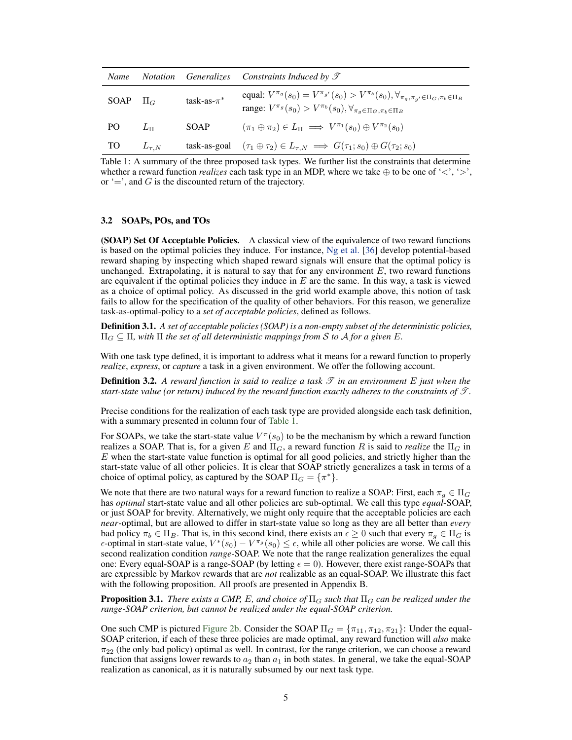| *Name* | *Notation* | *Generalizes* | *Constraints Induced by $\mathscr{T}$* |
|---|---|---|---|
| SOAP | $\Pi_G$ | task-as-$\pi^*$ | equal: $V^{\pi_g}(s_0) = V^{\pi_{g'}}(s_0) > V^{\pi_b}(s_0), \forall_{\pi_g, \pi_{g'} \in \Pi_G, \pi_b \in \Pi_B}$ <br> range: $V^{\pi_g}(s_0) > V^{\pi_b}(s_0), \forall_{\pi_g \in \Pi_G, \pi_b \in \Pi_B}$ |
| PO | $L_\Pi$ | SOAP | $(\pi_1 \oplus \pi_2) \in L_\Pi \implies V^{\pi_1}(s_0) \oplus V^{\pi_2}(s_0)$ |
| TO | $L_{\tau,N}$ | task-as-goal | $(\tau_1 \oplus \tau_2) \in L_{\tau,N} \implies G(\tau_1; s_0) \oplus G(\tau_2; s_0)$ |

Table 1: A summary of the three proposed task types. We further list the constraints that determine whether a reward function *realizes* each task type in an MDP, where we take $\oplus$ to be one of '$<$', '$>$', or '$=$', and $G$ is the discounted return of the trajectory.

### 3.2 SOAPs, POs, and TOs

**(SOAP) Set Of Acceptable Policies.** A classical view of the equivalence of two reward functions is based on the optimal policies they induce. For instance, Ng et al. [36] develop potential-based reward shaping by inspecting which shaped reward signals will ensure that the optimal policy is unchanged. Extrapolating, it is natural to say that for any environment $E$, two reward functions are equivalent if the optimal policies they induce in $E$ are the same. In this way, a task is viewed as a choice of optimal policy. As discussed in the grid world example above, this notion of task fails to allow for the specification of the quality of other behaviors. For this reason, we generalize task-as-optimal-policy to a *set of acceptable policies*, defined as follows.

**Definition 3.1.** *A set of acceptable policies (SOAP) is a non-empty subset of the deterministic policies, $\Pi_G \subseteq \Pi$, with $\Pi$ the set of all deterministic mappings from $\mathcal{S}$ to $\mathcal{A}$ for a given $E$.*

With one task type defined, it is important to address what it means for a reward function to properly *realize*, *express*, or *capture* a task in a given environment. We offer the following account.

**Definition 3.2.** *A reward function is said to realize a task $\mathscr{T}$ in an environment $E$ just when the start-state value (or return) induced by the reward function exactly adheres to the constraints of $\mathscr{T}$.*

Precise conditions for the realization of each task type are provided alongside each task definition, with a summary presented in column four of Table 1.

For SOAPs, we take the start-state value $V^\pi(s_0)$ to be the mechanism by which a reward function realizes a SOAP. That is, for a given $E$ and $\Pi_G$, a reward function $R$ is said to *realize* the $\Pi_G$ in $E$ when the start-state value function is optimal for all good policies, and strictly higher than the start-state value of all other policies. It is clear that SOAP strictly generalizes a task in terms of a choice of optimal policy, as captured by the SOAP $\Pi_G = \{\pi^*\}$.

We note that there are two natural ways for a reward function to realize a SOAP: First, each $\pi_g \in \Pi_G$ has *optimal* start-state value and all other policies are sub-optimal. We call this type *equal*-SOAP, or just SOAP for brevity. Alternatively, we might only require that the acceptable policies are each *near*-optimal, but are allowed to differ in start-state value so long as they are all better than *every* bad policy $\pi_b \in \Pi_B$. That is, in this second kind, there exists an $\epsilon \geq 0$ such that every $\pi_g \in \Pi_G$ is $\epsilon$-optimal in start-state value, $V^*(s_0) - V^{\pi_g}(s_0) \leq \epsilon$, while all other policies are worse. We call this second realization condition *range*-SOAP. We note that the range realization generalizes the equal one: Every equal-SOAP is a range-SOAP (by letting $\epsilon = 0$). However, there exist range-SOAPs that are expressible by Markov rewards that are *not* realizable as an equal-SOAP. We illustrate this fact with the following proposition. All proofs are presented in Appendix B.

**Proposition 3.1.** *There exists a CMP, $E$, and choice of $\Pi_G$ such that $\Pi_G$ can be realized under the range-SOAP criterion, but cannot be realized under the equal-SOAP criterion.*

One such CMP is pictured Figure 2b. Consider the SOAP $\Pi_G = \{\pi_{11}, \pi_{12}, \pi_{21}\}$: Under the equal-SOAP criterion, if each of these three policies are made optimal, any reward function will *also* make $\pi_{22}$ (the only bad policy) optimal as well. In contrast, for the range criterion, we can choose a reward function that assigns lower rewards to $a_2$ than $a_1$ in both states. In general, we take the equal-SOAP realization as canonical, as it is naturally subsumed by our next task type.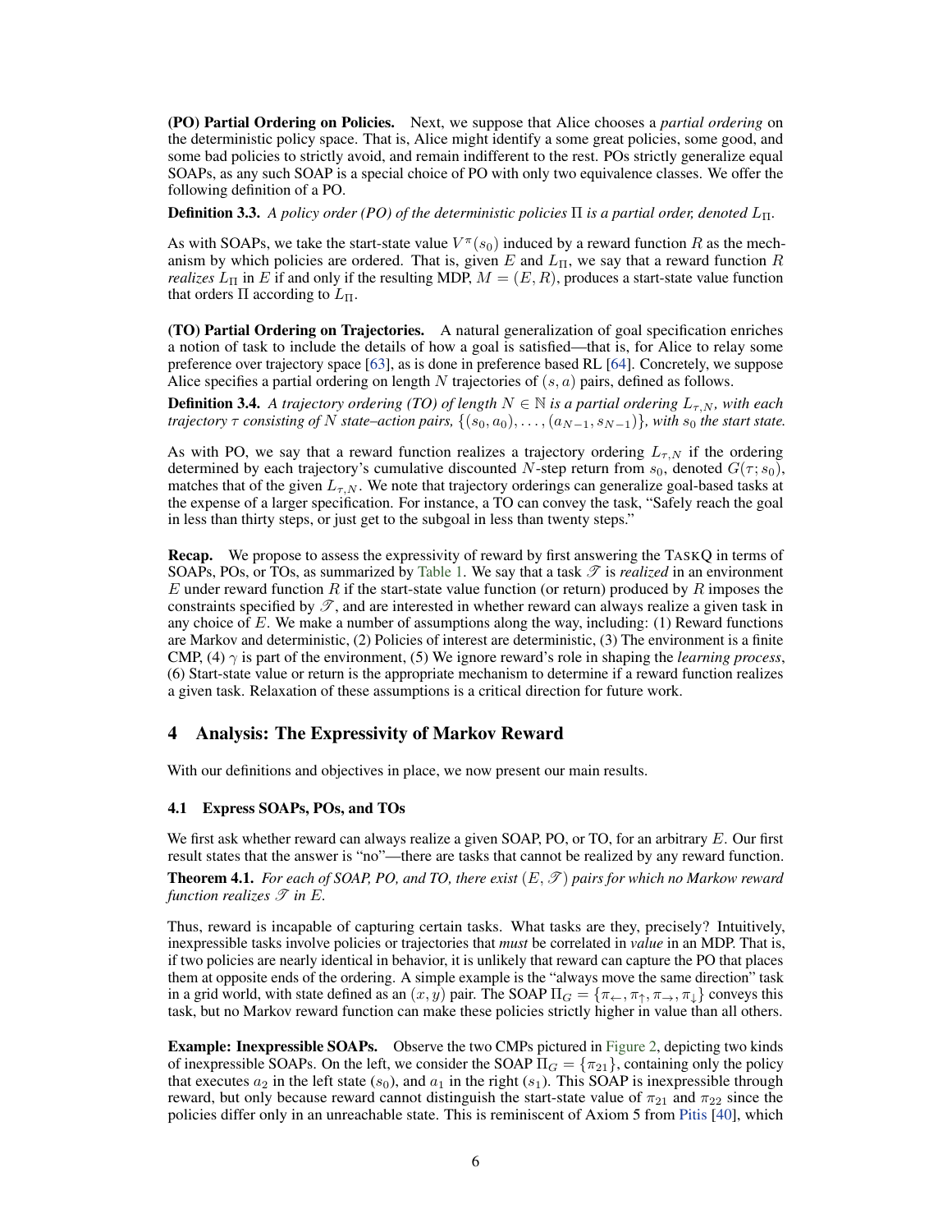**(PO) Partial Ordering on Policies.** Next, we suppose that Alice chooses a *partial ordering* on the deterministic policy space. That is, Alice might identify a some great policies, some good, and some bad policies to strictly avoid, and remain indifferent to the rest. POs strictly generalize equal SOAPs, as any such SOAP is a special choice of PO with only two equivalence classes. We offer the following definition of a PO.

**Definition 3.3.** *A policy order (PO) of the deterministic policies* $\Pi$ *is a partial order, denoted* $L_{\Pi}$*.*

As with SOAPs, we take the start-state value $V^{\pi}(s_0)$ induced by a reward function $R$ as the mechanism by which policies are ordered. That is, given $E$ and $L_{\Pi}$, we say that a reward function $R$ *realizes* $L_{\Pi}$ in $E$ if and only if the resulting MDP, $M = (E, R)$, produces a start-state value function that orders $\Pi$ according to $L_{\Pi}$.

**(TO) Partial Ordering on Trajectories.** A natural generalization of goal specification enriches a notion of task to include the details of how a goal is satisfied—that is, for Alice to relay some preference over trajectory space [63], as is done in preference based RL [64]. Concretely, we suppose Alice specifies a partial ordering on length $N$ trajectories of $(s, a)$ pairs, defined as follows.

**Definition 3.4.** *A trajectory ordering (TO) of length* $N \in \mathbb{N}$ *is a partial ordering* $L_{\tau,N}$*, with each trajectory* $\tau$ *consisting of* $N$ *state–action pairs,* $\{(s_0, a_0), \ldots, (a_{N-1}, s_{N-1})\}$*, with* $s_0$ *the start state.*

As with PO, we say that a reward function realizes a trajectory ordering $L_{\tau,N}$ if the ordering determined by each trajectory's cumulative discounted $N$-step return from $s_0$, denoted $G(\tau; s_0)$, matches that of the given $L_{\tau,N}$. We note that trajectory orderings can generalize goal-based tasks at the expense of a larger specification. For instance, a TO can convey the task, "Safely reach the goal in less than thirty steps, or just get to the subgoal in less than twenty steps."

**Recap.** We propose to assess the expressivity of reward by first answering the TASKQ in terms of SOAPs, POs, or TOs, as summarized by Table 1. We say that a task $\mathscr{T}$ is *realized* in an environment $E$ under reward function $R$ if the start-state value function (or return) produced by $R$ imposes the constraints specified by $\mathscr{T}$, and are interested in whether reward can always realize a given task in any choice of $E$. We make a number of assumptions along the way, including: (1) Reward functions are Markov and deterministic, (2) Policies of interest are deterministic, (3) The environment is a finite CMP, (4) $\gamma$ is part of the environment, (5) We ignore reward's role in shaping the *learning process*, (6) Start-state value or return is the appropriate mechanism to determine if a reward function realizes a given task. Relaxation of these assumptions is a critical direction for future work.

## 4 Analysis: The Expressivity of Markov Reward

With our definitions and objectives in place, we now present our main results.

### 4.1 Express SOAPs, POs, and TOs

We first ask whether reward can always realize a given SOAP, PO, or TO, for an arbitrary $E$. Our first result states that the answer is "no"—there are tasks that cannot be realized by any reward function.

**Theorem 4.1.** *For each of SOAP, PO, and TO, there exist* $(E, \mathscr{T})$ *pairs for which no Markow reward function realizes* $\mathscr{T}$ *in* $E$*.*

Thus, reward is incapable of capturing certain tasks. What tasks are they, precisely? Intuitively, inexpressible tasks involve policies or trajectories that *must* be correlated in *value* in an MDP. That is, if two policies are nearly identical in behavior, it is unlikely that reward can capture the PO that places them at opposite ends of the ordering. A simple example is the "always move the same direction" task in a grid world, with state defined as an $(x, y)$ pair. The SOAP $\Pi_G = \{\pi_{\leftarrow}, \pi_{\uparrow}, \pi_{\rightarrow}, \pi_{\downarrow}\}$ conveys this task, but no Markov reward function can make these policies strictly higher in value than all others.

**Example: Inexpressible SOAPs.** Observe the two CMPs pictured in Figure 2, depicting two kinds of inexpressible SOAPs. On the left, we consider the SOAP $\Pi_G = \{\pi_{21}\}$, containing only the policy that executes $a_2$ in the left state ($s_0$), and $a_1$ in the right ($s_1$). This SOAP is inexpressible through reward, but only because reward cannot distinguish the start-state value of $\pi_{21}$ and $\pi_{22}$ since the policies differ only in an unreachable state. This is reminiscent of Axiom 5 from Pitis [40], which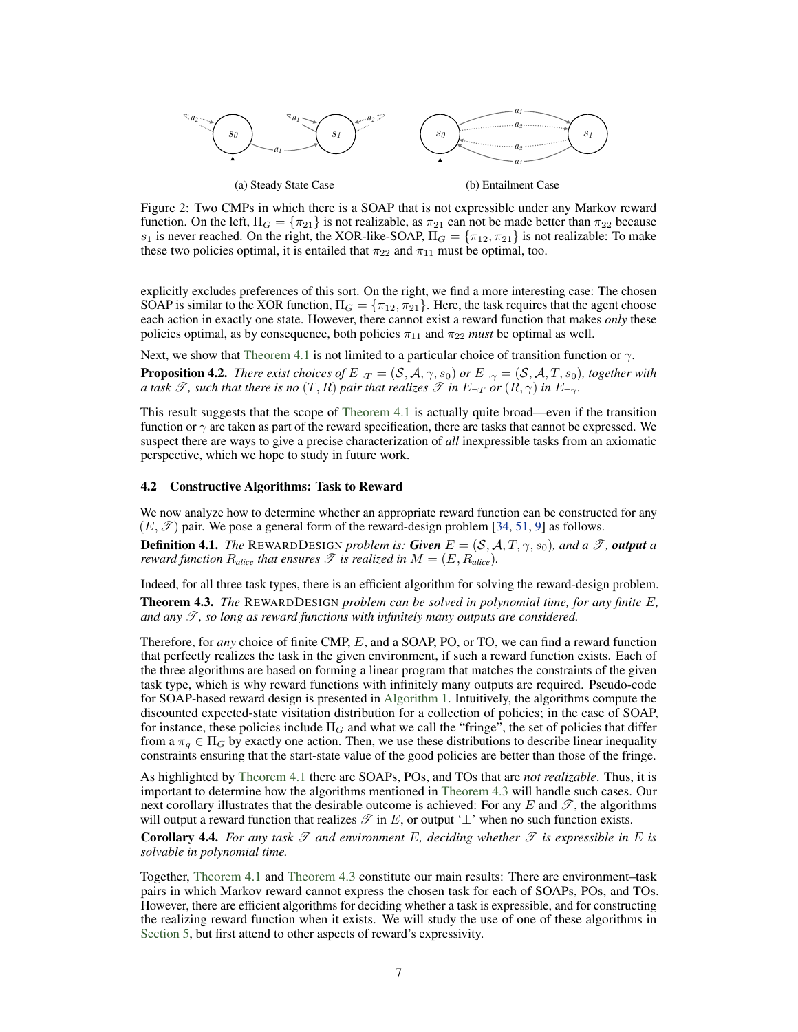(a) Steady State Case

(b) Entailment Case

Figure 2: Two CMPs in which there is a SOAP that is not expressible under any Markov reward function. On the left, $\Pi_G = \{\pi_{21}\}$ is not realizable, as $\pi_{21}$ can not be made better than $\pi_{22}$ because $s_1$ is never reached. On the right, the XOR-like-SOAP, $\Pi_G = \{\pi_{12}, \pi_{21}\}$ is not realizable: To make these two policies optimal, it is entailed that $\pi_{22}$ and $\pi_{11}$ must be optimal, too.

explicitly excludes preferences of this sort. On the right, we find a more interesting case: The chosen SOAP is similar to the XOR function, $\Pi_G = \{\pi_{12}, \pi_{21}\}$. Here, the task requires that the agent choose each action in exactly one state. However, there cannot exist a reward function that makes *only* these policies optimal, as by consequence, both policies $\pi_{11}$ and $\pi_{22}$ *must* be optimal as well.

Next, we show that Theorem 4.1 is not limited to a particular choice of transition function or $\gamma$.

**Proposition 4.2.** *There exist choices of $E_{\neg T} = (\mathcal{S}, \mathcal{A}, \gamma, s_0)$ or $E_{\neg\gamma} = (\mathcal{S}, \mathcal{A}, T, s_0)$, together with a task $\mathscr{T}$, such that there is no $(T, R)$ pair that realizes $\mathscr{T}$ in $E_{\neg T}$ or $(R, \gamma)$ in $E_{\neg\gamma}$.*

This result suggests that the scope of Theorem 4.1 is actually quite broad—even if the transition function or $\gamma$ are taken as part of the reward specification, there are tasks that cannot be expressed. We suspect there are ways to give a precise characterization of *all* inexpressible tasks from an axiomatic perspective, which we hope to study in future work.

### 4.2 Constructive Algorithms: Task to Reward

We now analyze how to determine whether an appropriate reward function can be constructed for any $(E, \mathscr{T})$ pair. We pose a general form of the reward-design problem [34, 51, 9] as follows.

**Definition 4.1.** *The* RewardDesign *problem is:* ***Given*** *$E = (\mathcal{S}, \mathcal{A}, T, \gamma, s_0)$, and a $\mathscr{T}$,* ***output*** *a reward function $R_{alice}$ that ensures $\mathscr{T}$ is realized in $M = (E, R_{alice})$.*

Indeed, for all three task types, there is an efficient algorithm for solving the reward-design problem.

**Theorem 4.3.** *The* RewardDesign *problem can be solved in polynomial time, for any finite $E$, and any $\mathscr{T}$, so long as reward functions with infinitely many outputs are considered.*

Therefore, for *any* choice of finite CMP, $E$, and a SOAP, PO, or TO, we can find a reward function that perfectly realizes the task in the given environment, if such a reward function exists. Each of the three algorithms are based on forming a linear program that matches the constraints of the given task type, which is why reward functions with infinitely many outputs are required. Pseudo-code for SOAP-based reward design is presented in Algorithm 1. Intuitively, the algorithms compute the discounted expected-state visitation distribution for a collection of policies; in the case of SOAP, for instance, these policies include $\Pi_G$ and what we call the "fringe", the set of policies that differ from a $\pi_g \in \Pi_G$ by exactly one action. Then, we use these distributions to describe linear inequality constraints ensuring that the start-state value of the good policies are better than those of the fringe.

As highlighted by Theorem 4.1 there are SOAPs, POs, and TOs that are *not realizable*. Thus, it is important to determine how the algorithms mentioned in Theorem 4.3 will handle such cases. Our next corollary illustrates that the desirable outcome is achieved: For any $E$ and $\mathscr{T}$, the algorithms will output a reward function that realizes $\mathscr{T}$ in $E$, or output '$\perp$' when no such function exists.

**Corollary 4.4.** *For any task $\mathscr{T}$ and environment $E$, deciding whether $\mathscr{T}$ is expressible in $E$ is solvable in polynomial time.*

Together, Theorem 4.1 and Theorem 4.3 constitute our main results: There are environment–task pairs in which Markov reward cannot express the chosen task for each of SOAPs, POs, and TOs. However, there are efficient algorithms for deciding whether a task is expressible, and for constructing the realizing reward function when it exists. We will study the use of one of these algorithms in Section 5, but first attend to other aspects of reward's expressivity.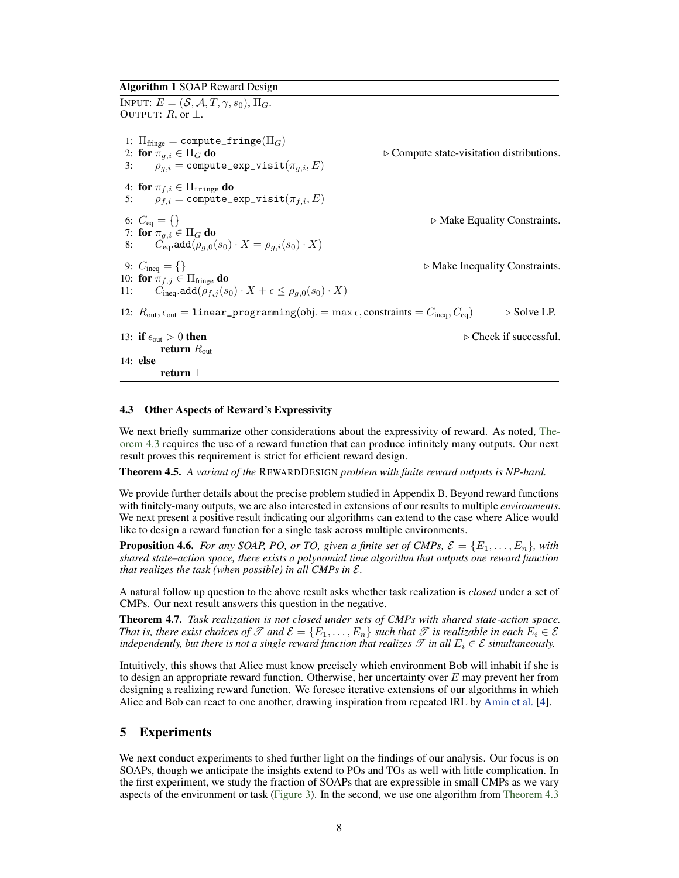**Algorithm 1** SOAP Reward Design

```
INPUT: E = (S, A, T, γ, s_0), Π_G.
OUTPUT: R, or ⊥.

1:  Π_fringe = compute_fringe(Π_G)
2:  for π_{g,i} ∈ Π_G do                          ▷ Compute state-visitation distributions.
3:      ρ_{g,i} = compute_exp_visit(π_{g,i}, E)
4:  for π_{f,i} ∈ Π_fringe do
5:      ρ_{f,i} = compute_exp_visit(π_{f,i}, E)
6:  C_eq = {}                                     ▷ Make Equality Constraints.
7:  for π_{g,i} ∈ Π_G do
8:      C_eq.add(ρ_{g,0}(s_0) · X = ρ_{g,i}(s_0) · X)
9:  C_ineq = {}                                   ▷ Make Inequality Constraints.
10: for π_{f,j} ∈ Π_fringe do
11:     C_ineq.add(ρ_{f,j}(s_0) · X + ε ≤ ρ_{g,0}(s_0) · X)
12: R_out, ε_out = linear_programming(obj. = max ε, constraints = C_ineq, C_eq)   ▷ Solve LP.
13: if ε_out > 0 then                             ▷ Check if successful.
        return R_out
14: else
        return ⊥
```

### 4.3 Other Aspects of Reward's Expressivity

We next briefly summarize other considerations about the expressivity of reward. As noted, Theorem 4.3 requires the use of a reward function that can produce infinitely many outputs. Our next result proves this requirement is strict for efficient reward design.

**Theorem 4.5.** *A variant of the* REWARDDESIGN *problem with finite reward outputs is NP-hard.*

We provide further details about the precise problem studied in Appendix B. Beyond reward functions with finitely-many outputs, we are also interested in extensions of our results to multiple *environments*. We next present a positive result indicating our algorithms can extend to the case where Alice would like to design a reward function for a single task across multiple environments.

**Proposition 4.6.** *For any SOAP, PO, or TO, given a finite set of CMPs, $\mathcal{E} = \{E_1, \ldots, E_n\}$, with shared state–action space, there exists a polynomial time algorithm that outputs one reward function that realizes the task (when possible) in all CMPs in $\mathcal{E}$.*

A natural follow up question to the above result asks whether task realization is *closed* under a set of CMPs. Our next result answers this question in the negative.

**Theorem 4.7.** *Task realization is not closed under sets of CMPs with shared state-action space. That is, there exist choices of $\mathscr{T}$ and $\mathcal{E} = \{E_1, \ldots, E_n\}$ such that $\mathscr{T}$ is realizable in each $E_i \in \mathcal{E}$ independently, but there is not a single reward function that realizes $\mathscr{T}$ in all $E_i \in \mathcal{E}$ simultaneously.*

Intuitively, this shows that Alice must know precisely which environment Bob will inhabit if she is to design an appropriate reward function. Otherwise, her uncertainty over $E$ may prevent her from designing a realizing reward function. We foresee iterative extensions of our algorithms in which Alice and Bob can react to one another, drawing inspiration from repeated IRL by Amin et al. [4].

## 5 Experiments

We next conduct experiments to shed further light on the findings of our analysis. Our focus is on SOAPs, though we anticipate the insights extend to POs and TOs as well with little complication. In the first experiment, we study the fraction of SOAPs that are expressible in small CMPs as we vary aspects of the environment or task (Figure 3). In the second, we use one algorithm from Theorem 4.3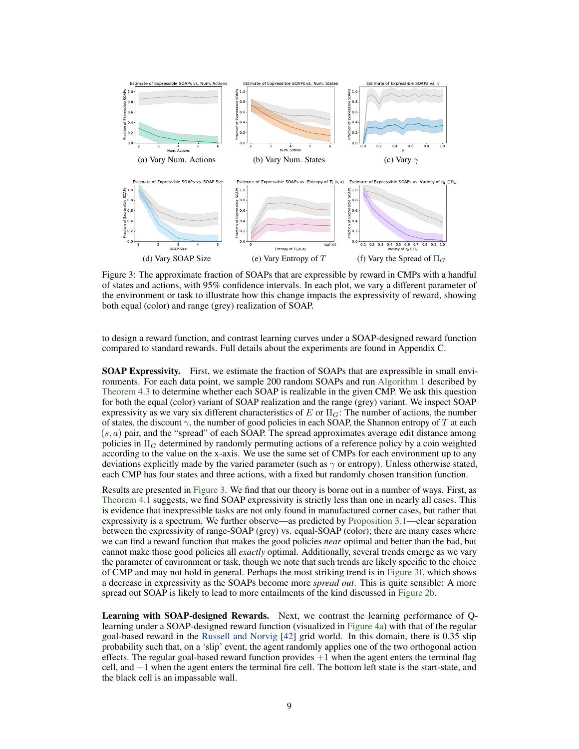(a) Vary Num. Actions

(b) Vary Num. States

(c) Vary $\gamma$

(d) Vary SOAP Size

(e) Vary Entropy of $T$

(f) Vary the Spread of $\Pi_G$

Figure 3: The approximate fraction of SOAPs that are expressible by reward in CMPs with a handful of states and actions, with 95% confidence intervals. In each plot, we vary a different parameter of the environment or task to illustrate how this change impacts the expressivity of reward, showing both equal (color) and range (grey) realization of SOAP.

to design a reward function, and contrast learning curves under a SOAP-designed reward function compared to standard rewards. Full details about the experiments are found in Appendix C.

**SOAP Expressivity.** First, we estimate the fraction of SOAPs that are expressible in small environments. For each data point, we sample 200 random SOAPs and run Algorithm 1 described by Theorem 4.3 to determine whether each SOAP is realizable in the given CMP. We ask this question for both the equal (color) variant of SOAP realization and the range (grey) variant. We inspect SOAP expressivity as we vary six different characteristics of $E$ or $\Pi_G$: The number of actions, the number of states, the discount $\gamma$, the number of good policies in each SOAP, the Shannon entropy of $T$ at each $(s, a)$ pair, and the "spread" of each SOAP. The spread approximates average edit distance among policies in $\Pi_G$ determined by randomly permuting actions of a reference policy by a coin weighted according to the value on the x-axis. We use the same set of CMPs for each environment up to any deviations explicitly made by the varied parameter (such as $\gamma$ or entropy). Unless otherwise stated, each CMP has four states and three actions, with a fixed but randomly chosen transition function.

Results are presented in Figure 3. We find that our theory is borne out in a number of ways. First, as Theorem 4.1 suggests, we find SOAP expressivity is strictly less than one in nearly all cases. This is evidence that inexpressible tasks are not only found in manufactured corner cases, but rather that expressivity is a spectrum. We further observe—as predicted by Proposition 3.1—clear separation between the expressivity of range-SOAP (grey) vs. equal-SOAP (color); there are many cases where we can find a reward function that makes the good policies *near* optimal and better than the bad, but cannot make those good policies all *exactly* optimal. Additionally, several trends emerge as we vary the parameter of environment or task, though we note that such trends are likely specific to the choice of CMP and may not hold in general. Perhaps the most striking trend is in Figure 3f, which shows a decrease in expressivity as the SOAPs become more *spread out*. This is quite sensible: A more spread out SOAP is likely to lead to more entailments of the kind discussed in Figure 2b.

**Learning with SOAP-designed Rewards.** Next, we contrast the learning performance of Q-learning under a SOAP-designed reward function (visualized in Figure 4a) with that of the regular goal-based reward in the Russell and Norvig [42] grid world. In this domain, there is 0.35 slip probability such that, on a 'slip' event, the agent randomly applies one of the two orthogonal action effects. The regular goal-based reward function provides $+1$ when the agent enters the terminal flag cell, and $-1$ when the agent enters the terminal fire cell. The bottom left state is the start-state, and the black cell is an impassable wall.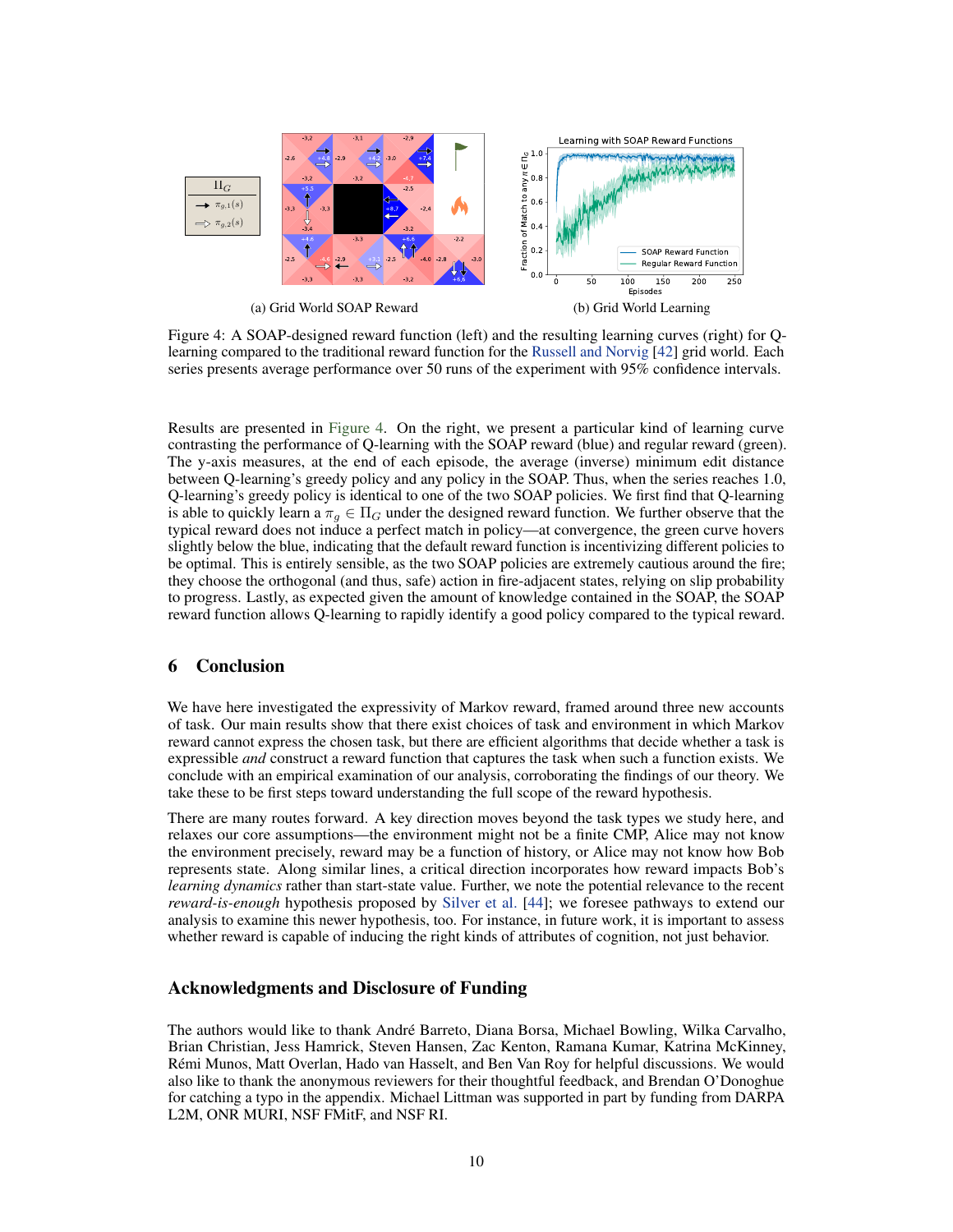(a) Grid World SOAP Reward

(b) Grid World Learning

Figure 4: A SOAP-designed reward function (left) and the resulting learning curves (right) for Q-learning compared to the traditional reward function for the Russell and Norvig [42] grid world. Each series presents average performance over 50 runs of the experiment with 95% confidence intervals.

Results are presented in Figure 4. On the right, we present a particular kind of learning curve contrasting the performance of Q-learning with the SOAP reward (blue) and regular reward (green). The y-axis measures, at the end of each episode, the average (inverse) minimum edit distance between Q-learning's greedy policy and any policy in the SOAP. Thus, when the series reaches 1.0, Q-learning's greedy policy is identical to one of the two SOAP policies. We first find that Q-learning is able to quickly learn a $\pi_g \in \Pi_G$ under the designed reward function. We further observe that the typical reward does not induce a perfect match in policy—at convergence, the green curve hovers slightly below the blue, indicating that the default reward function is incentivizing different policies to be optimal. This is entirely sensible, as the two SOAP policies are extremely cautious around the fire; they choose the orthogonal (and thus, safe) action in fire-adjacent states, relying on slip probability to progress. Lastly, as expected given the amount of knowledge contained in the SOAP, the SOAP reward function allows Q-learning to rapidly identify a good policy compared to the typical reward.

## 6 Conclusion

We have here investigated the expressivity of Markov reward, framed around three new accounts of task. Our main results show that there exist choices of task and environment in which Markov reward cannot express the chosen task, but there are efficient algorithms that decide whether a task is expressible *and* construct a reward function that captures the task when such a function exists. We conclude with an empirical examination of our analysis, corroborating the findings of our theory. We take these to be first steps toward understanding the full scope of the reward hypothesis.

There are many routes forward. A key direction moves beyond the task types we study here, and relaxes our core assumptions—the environment might not be a finite CMP, Alice may not know the environment precisely, reward may be a function of history, or Alice may not know how Bob represents state. Along similar lines, a critical direction incorporates how reward impacts Bob's *learning dynamics* rather than start-state value. Further, we note the potential relevance to the recent *reward-is-enough* hypothesis proposed by Silver et al. [44]; we foresee pathways to extend our analysis to examine this newer hypothesis, too. For instance, in future work, it is important to assess whether reward is capable of inducing the right kinds of attributes of cognition, not just behavior.

## Acknowledgments and Disclosure of Funding

The authors would like to thank André Barreto, Diana Borsa, Michael Bowling, Wilka Carvalho, Brian Christian, Jess Hamrick, Steven Hansen, Zac Kenton, Ramana Kumar, Katrina McKinney, Rémi Munos, Matt Overlan, Hado van Hasselt, and Ben Van Roy for helpful discussions. We would also like to thank the anonymous reviewers for their thoughtful feedback, and Brendan O'Donoghue for catching a typo in the appendix. Michael Littman was supported in part by funding from DARPA L2M, ONR MURI, NSF FMitF, and NSF RI.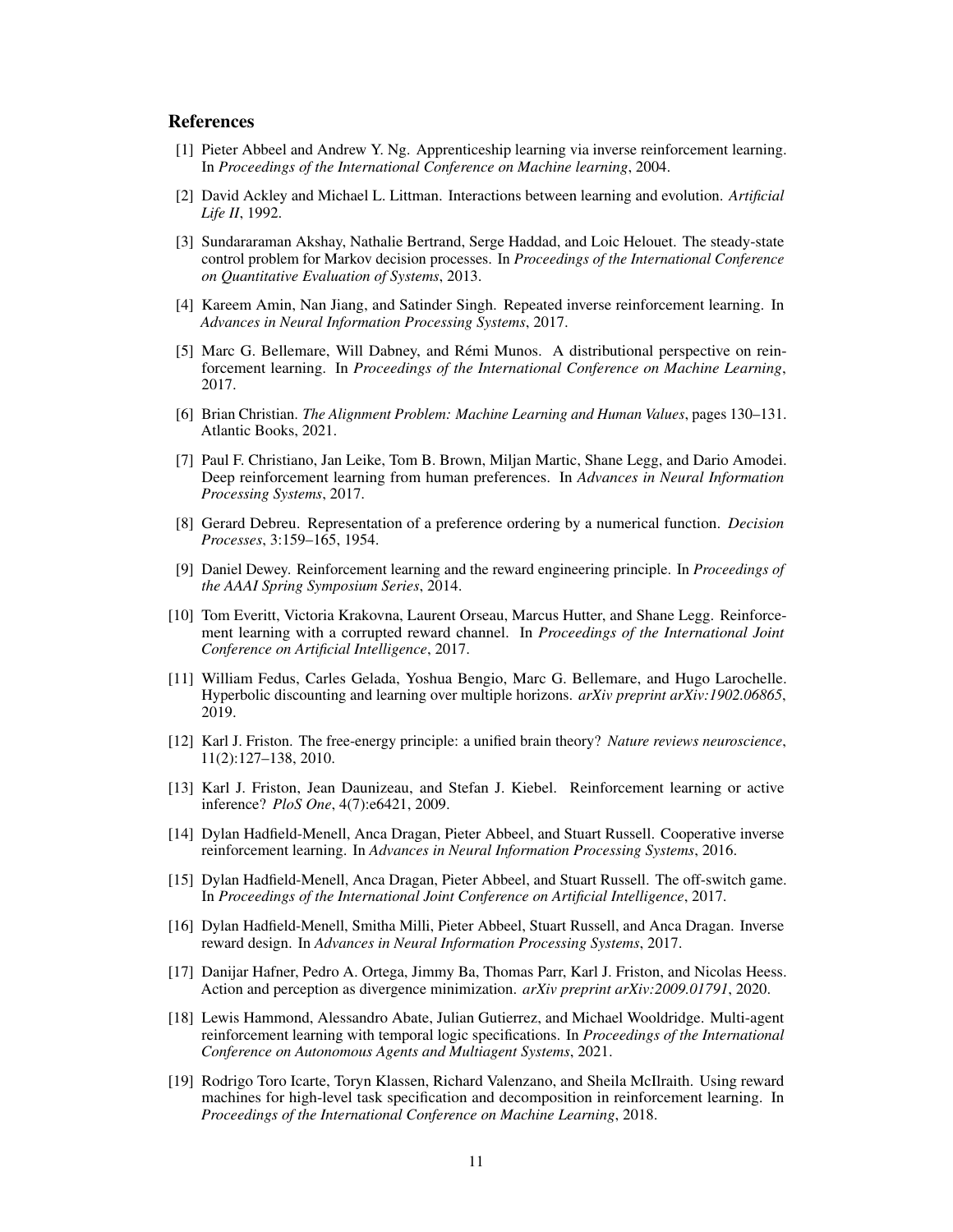## References

[1] Pieter Abbeel and Andrew Y. Ng. Apprenticeship learning via inverse reinforcement learning. In *Proceedings of the International Conference on Machine learning*, 2004.

[2] David Ackley and Michael L. Littman. Interactions between learning and evolution. *Artificial Life II*, 1992.

[3] Sundararaman Akshay, Nathalie Bertrand, Serge Haddad, and Loic Helouet. The steady-state control problem for Markov decision processes. In *Proceedings of the International Conference on Quantitative Evaluation of Systems*, 2013.

[4] Kareem Amin, Nan Jiang, and Satinder Singh. Repeated inverse reinforcement learning. In *Advances in Neural Information Processing Systems*, 2017.

[5] Marc G. Bellemare, Will Dabney, and Rémi Munos. A distributional perspective on reinforcement learning. In *Proceedings of the International Conference on Machine Learning*, 2017.

[6] Brian Christian. *The Alignment Problem: Machine Learning and Human Values*, pages 130–131. Atlantic Books, 2021.

[7] Paul F. Christiano, Jan Leike, Tom B. Brown, Miljan Martic, Shane Legg, and Dario Amodei. Deep reinforcement learning from human preferences. In *Advances in Neural Information Processing Systems*, 2017.

[8] Gerard Debreu. Representation of a preference ordering by a numerical function. *Decision Processes*, 3:159–165, 1954.

[9] Daniel Dewey. Reinforcement learning and the reward engineering principle. In *Proceedings of the AAAI Spring Symposium Series*, 2014.

[10] Tom Everitt, Victoria Krakovna, Laurent Orseau, Marcus Hutter, and Shane Legg. Reinforcement learning with a corrupted reward channel. In *Proceedings of the International Joint Conference on Artificial Intelligence*, 2017.

[11] William Fedus, Carles Gelada, Yoshua Bengio, Marc G. Bellemare, and Hugo Larochelle. Hyperbolic discounting and learning over multiple horizons. *arXiv preprint arXiv:1902.06865*, 2019.

[12] Karl J. Friston. The free-energy principle: a unified brain theory? *Nature reviews neuroscience*, 11(2):127–138, 2010.

[13] Karl J. Friston, Jean Daunizeau, and Stefan J. Kiebel. Reinforcement learning or active inference? *PloS One*, 4(7):e6421, 2009.

[14] Dylan Hadfield-Menell, Anca Dragan, Pieter Abbeel, and Stuart Russell. Cooperative inverse reinforcement learning. In *Advances in Neural Information Processing Systems*, 2016.

[15] Dylan Hadfield-Menell, Anca Dragan, Pieter Abbeel, and Stuart Russell. The off-switch game. In *Proceedings of the International Joint Conference on Artificial Intelligence*, 2017.

[16] Dylan Hadfield-Menell, Smitha Milli, Pieter Abbeel, Stuart Russell, and Anca Dragan. Inverse reward design. In *Advances in Neural Information Processing Systems*, 2017.

[17] Danijar Hafner, Pedro A. Ortega, Jimmy Ba, Thomas Parr, Karl J. Friston, and Nicolas Heess. Action and perception as divergence minimization. *arXiv preprint arXiv:2009.01791*, 2020.

[18] Lewis Hammond, Alessandro Abate, Julian Gutierrez, and Michael Wooldridge. Multi-agent reinforcement learning with temporal logic specifications. In *Proceedings of the International Conference on Autonomous Agents and Multiagent Systems*, 2021.

[19] Rodrigo Toro Icarte, Toryn Klassen, Richard Valenzano, and Sheila McIlraith. Using reward machines for high-level task specification and decomposition in reinforcement learning. In *Proceedings of the International Conference on Machine Learning*, 2018.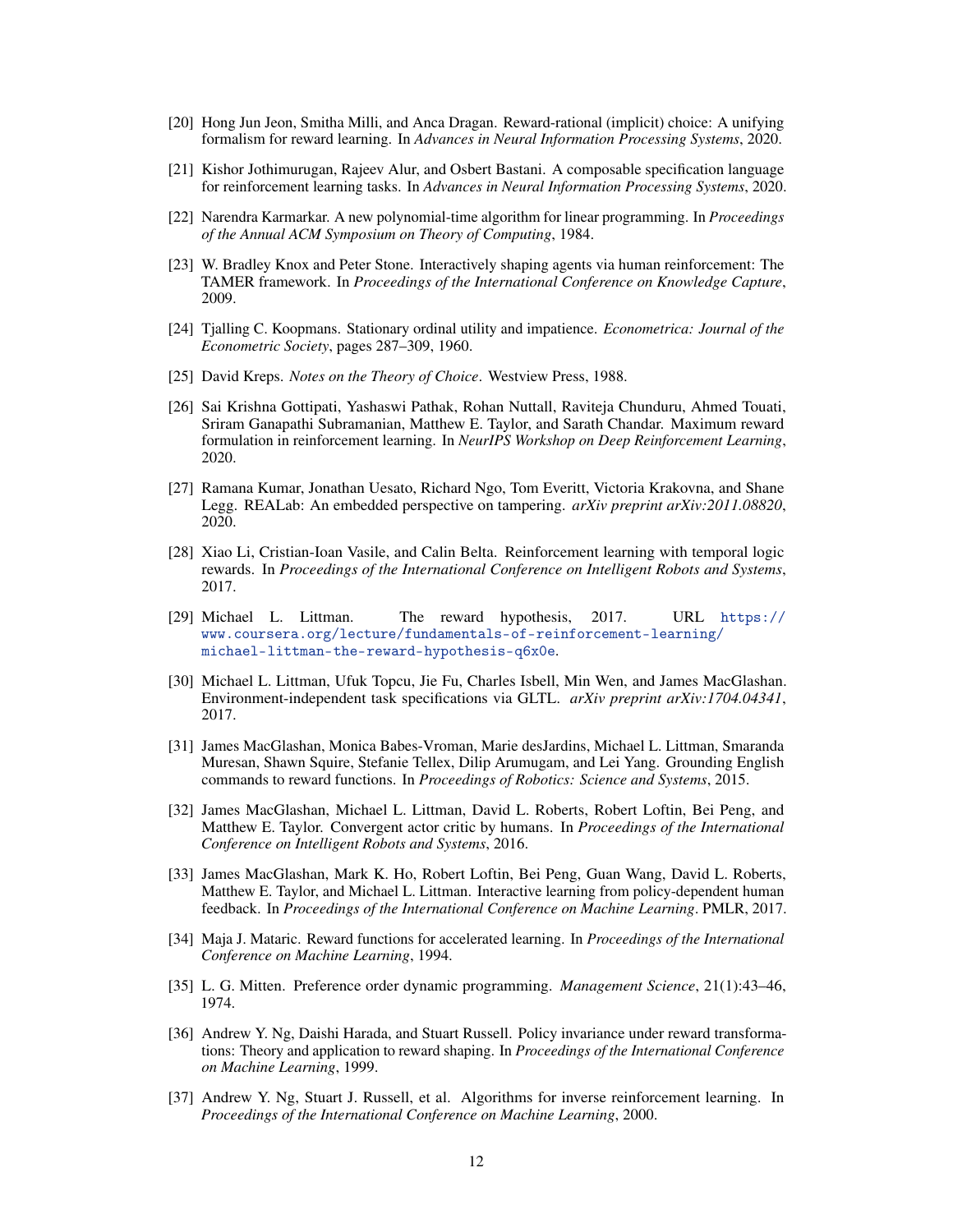[20] Hong Jun Jeon, Smitha Milli, and Anca Dragan. Reward-rational (implicit) choice: A unifying formalism for reward learning. In *Advances in Neural Information Processing Systems*, 2020.

[21] Kishor Jothimurugan, Rajeev Alur, and Osbert Bastani. A composable specification language for reinforcement learning tasks. In *Advances in Neural Information Processing Systems*, 2020.

[22] Narendra Karmarkar. A new polynomial-time algorithm for linear programming. In *Proceedings of the Annual ACM Symposium on Theory of Computing*, 1984.

[23] W. Bradley Knox and Peter Stone. Interactively shaping agents via human reinforcement: The TAMER framework. In *Proceedings of the International Conference on Knowledge Capture*, 2009.

[24] Tjalling C. Koopmans. Stationary ordinal utility and impatience. *Econometrica: Journal of the Econometric Society*, pages 287–309, 1960.

[25] David Kreps. *Notes on the Theory of Choice*. Westview Press, 1988.

[26] Sai Krishna Gottipati, Yashaswi Pathak, Rohan Nuttall, Raviteja Chunduru, Ahmed Touati, Sriram Ganapathi Subramanian, Matthew E. Taylor, and Sarath Chandar. Maximum reward formulation in reinforcement learning. In *NeurIPS Workshop on Deep Reinforcement Learning*, 2020.

[27] Ramana Kumar, Jonathan Uesato, Richard Ngo, Tom Everitt, Victoria Krakovna, and Shane Legg. REALab: An embedded perspective on tampering. *arXiv preprint arXiv:2011.08820*, 2020.

[28] Xiao Li, Cristian-Ioan Vasile, and Calin Belta. Reinforcement learning with temporal logic rewards. In *Proceedings of the International Conference on Intelligent Robots and Systems*, 2017.

[29] Michael L. Littman. The reward hypothesis, 2017. URL https://www.coursera.org/lecture/fundamentals-of-reinforcement-learning/michael-littman-the-reward-hypothesis-q6x0e.

[30] Michael L. Littman, Ufuk Topcu, Jie Fu, Charles Isbell, Min Wen, and James MacGlashan. Environment-independent task specifications via GLTL. *arXiv preprint arXiv:1704.04341*, 2017.

[31] James MacGlashan, Monica Babes-Vroman, Marie desJardins, Michael L. Littman, Smaranda Muresan, Shawn Squire, Stefanie Tellex, Dilip Arumugam, and Lei Yang. Grounding English commands to reward functions. In *Proceedings of Robotics: Science and Systems*, 2015.

[32] James MacGlashan, Michael L. Littman, David L. Roberts, Robert Loftin, Bei Peng, and Matthew E. Taylor. Convergent actor critic by humans. In *Proceedings of the International Conference on Intelligent Robots and Systems*, 2016.

[33] James MacGlashan, Mark K. Ho, Robert Loftin, Bei Peng, Guan Wang, David L. Roberts, Matthew E. Taylor, and Michael L. Littman. Interactive learning from policy-dependent human feedback. In *Proceedings of the International Conference on Machine Learning*. PMLR, 2017.

[34] Maja J. Mataric. Reward functions for accelerated learning. In *Proceedings of the International Conference on Machine Learning*, 1994.

[35] L. G. Mitten. Preference order dynamic programming. *Management Science*, 21(1):43–46, 1974.

[36] Andrew Y. Ng, Daishi Harada, and Stuart Russell. Policy invariance under reward transformations: Theory and application to reward shaping. In *Proceedings of the International Conference on Machine Learning*, 1999.

[37] Andrew Y. Ng, Stuart J. Russell, et al. Algorithms for inverse reinforcement learning. In *Proceedings of the International Conference on Machine Learning*, 2000.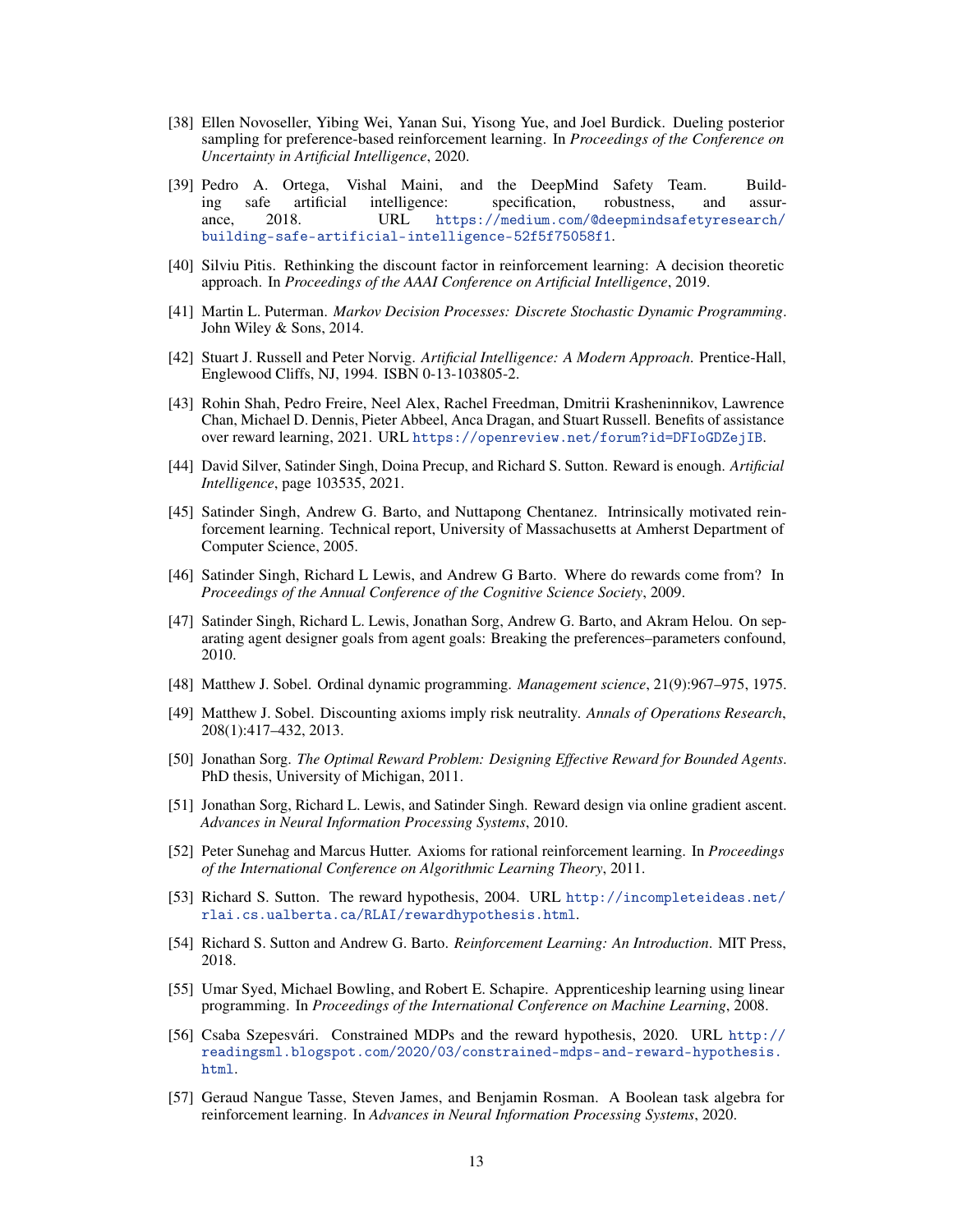[38] Ellen Novoseller, Yibing Wei, Yanan Sui, Yisong Yue, and Joel Burdick. Dueling posterior sampling for preference-based reinforcement learning. In *Proceedings of the Conference on Uncertainty in Artificial Intelligence*, 2020.

[39] Pedro A. Ortega, Vishal Maini, and the DeepMind Safety Team. Building safe artificial intelligence: specification, robustness, and assurance, 2018. URL https://medium.com/@deepmindsafetyresearch/building-safe-artificial-intelligence-52f5f75058f1.

[40] Silviu Pitis. Rethinking the discount factor in reinforcement learning: A decision theoretic approach. In *Proceedings of the AAAI Conference on Artificial Intelligence*, 2019.

[41] Martin L. Puterman. *Markov Decision Processes: Discrete Stochastic Dynamic Programming*. John Wiley & Sons, 2014.

[42] Stuart J. Russell and Peter Norvig. *Artificial Intelligence: A Modern Approach*. Prentice-Hall, Englewood Cliffs, NJ, 1994. ISBN 0-13-103805-2.

[43] Rohin Shah, Pedro Freire, Neel Alex, Rachel Freedman, Dmitrii Krasheninnikov, Lawrence Chan, Michael D. Dennis, Pieter Abbeel, Anca Dragan, and Stuart Russell. Benefits of assistance over reward learning, 2021. URL https://openreview.net/forum?id=DFIoGDZejIB.

[44] David Silver, Satinder Singh, Doina Precup, and Richard S. Sutton. Reward is enough. *Artificial Intelligence*, page 103535, 2021.

[45] Satinder Singh, Andrew G. Barto, and Nuttapong Chentanez. Intrinsically motivated reinforcement learning. Technical report, University of Massachusetts at Amherst Department of Computer Science, 2005.

[46] Satinder Singh, Richard L Lewis, and Andrew G Barto. Where do rewards come from? In *Proceedings of the Annual Conference of the Cognitive Science Society*, 2009.

[47] Satinder Singh, Richard L. Lewis, Jonathan Sorg, Andrew G. Barto, and Akram Helou. On separating agent designer goals from agent goals: Breaking the preferences–parameters confound, 2010.

[48] Matthew J. Sobel. Ordinal dynamic programming. *Management science*, 21(9):967–975, 1975.

[49] Matthew J. Sobel. Discounting axioms imply risk neutrality. *Annals of Operations Research*, 208(1):417–432, 2013.

[50] Jonathan Sorg. *The Optimal Reward Problem: Designing Effective Reward for Bounded Agents*. PhD thesis, University of Michigan, 2011.

[51] Jonathan Sorg, Richard L. Lewis, and Satinder Singh. Reward design via online gradient ascent. *Advances in Neural Information Processing Systems*, 2010.

[52] Peter Sunehag and Marcus Hutter. Axioms for rational reinforcement learning. In *Proceedings of the International Conference on Algorithmic Learning Theory*, 2011.

[53] Richard S. Sutton. The reward hypothesis, 2004. URL http://incompleteideas.net/rlai.cs.ualberta.ca/RLAI/rewardhypothesis.html.

[54] Richard S. Sutton and Andrew G. Barto. *Reinforcement Learning: An Introduction*. MIT Press, 2018.

[55] Umar Syed, Michael Bowling, and Robert E. Schapire. Apprenticeship learning using linear programming. In *Proceedings of the International Conference on Machine Learning*, 2008.

[56] Csaba Szepesvári. Constrained MDPs and the reward hypothesis, 2020. URL http://readingsml.blogspot.com/2020/03/constrained-mdps-and-reward-hypothesis.html.

[57] Geraud Nangue Tasse, Steven James, and Benjamin Rosman. A Boolean task algebra for reinforcement learning. In *Advances in Neural Information Processing Systems*, 2020.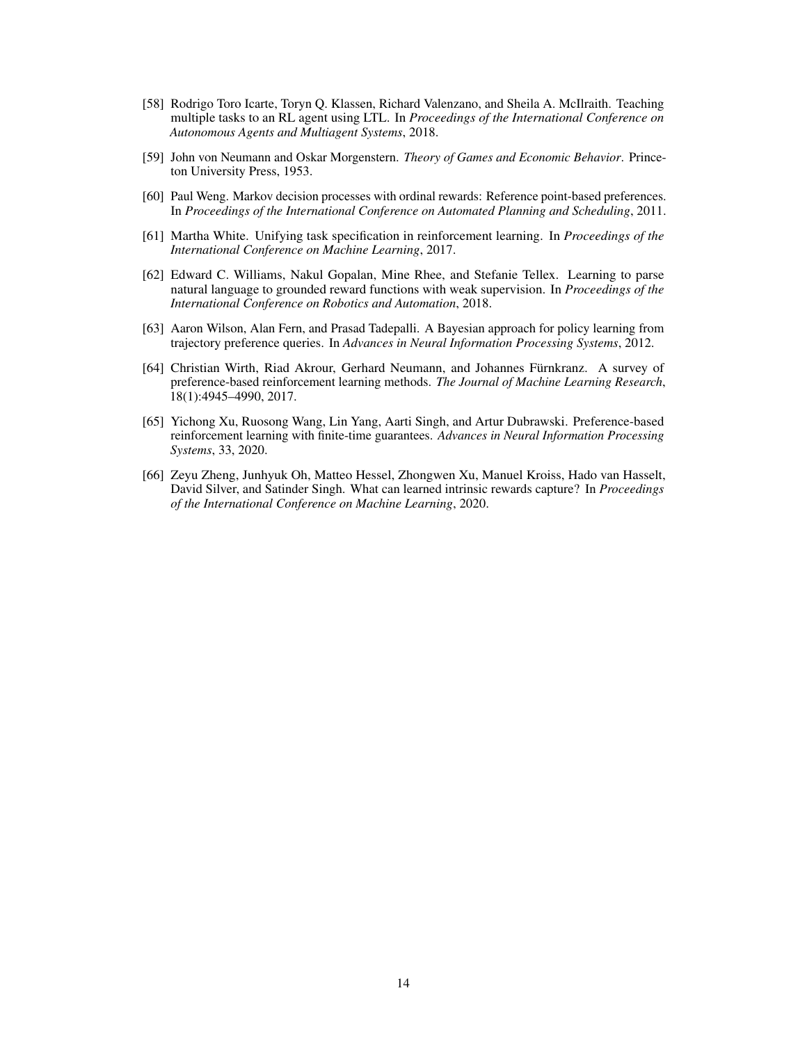[58] Rodrigo Toro Icarte, Toryn Q. Klassen, Richard Valenzano, and Sheila A. McIlraith. Teaching multiple tasks to an RL agent using LTL. In *Proceedings of the International Conference on Autonomous Agents and Multiagent Systems*, 2018.

[59] John von Neumann and Oskar Morgenstern. *Theory of Games and Economic Behavior*. Princeton University Press, 1953.

[60] Paul Weng. Markov decision processes with ordinal rewards: Reference point-based preferences. In *Proceedings of the International Conference on Automated Planning and Scheduling*, 2011.

[61] Martha White. Unifying task specification in reinforcement learning. In *Proceedings of the International Conference on Machine Learning*, 2017.

[62] Edward C. Williams, Nakul Gopalan, Mine Rhee, and Stefanie Tellex. Learning to parse natural language to grounded reward functions with weak supervision. In *Proceedings of the International Conference on Robotics and Automation*, 2018.

[63] Aaron Wilson, Alan Fern, and Prasad Tadepalli. A Bayesian approach for policy learning from trajectory preference queries. In *Advances in Neural Information Processing Systems*, 2012.

[64] Christian Wirth, Riad Akrour, Gerhard Neumann, and Johannes Fürnkranz. A survey of preference-based reinforcement learning methods. *The Journal of Machine Learning Research*, 18(1):4945–4990, 2017.

[65] Yichong Xu, Ruosong Wang, Lin Yang, Aarti Singh, and Artur Dubrawski. Preference-based reinforcement learning with finite-time guarantees. *Advances in Neural Information Processing Systems*, 33, 2020.

[66] Zeyu Zheng, Junhyuk Oh, Matteo Hessel, Zhongwen Xu, Manuel Kroiss, Hado van Hasselt, David Silver, and Satinder Singh. What can learned intrinsic rewards capture? In *Proceedings of the International Conference on Machine Learning*, 2020.